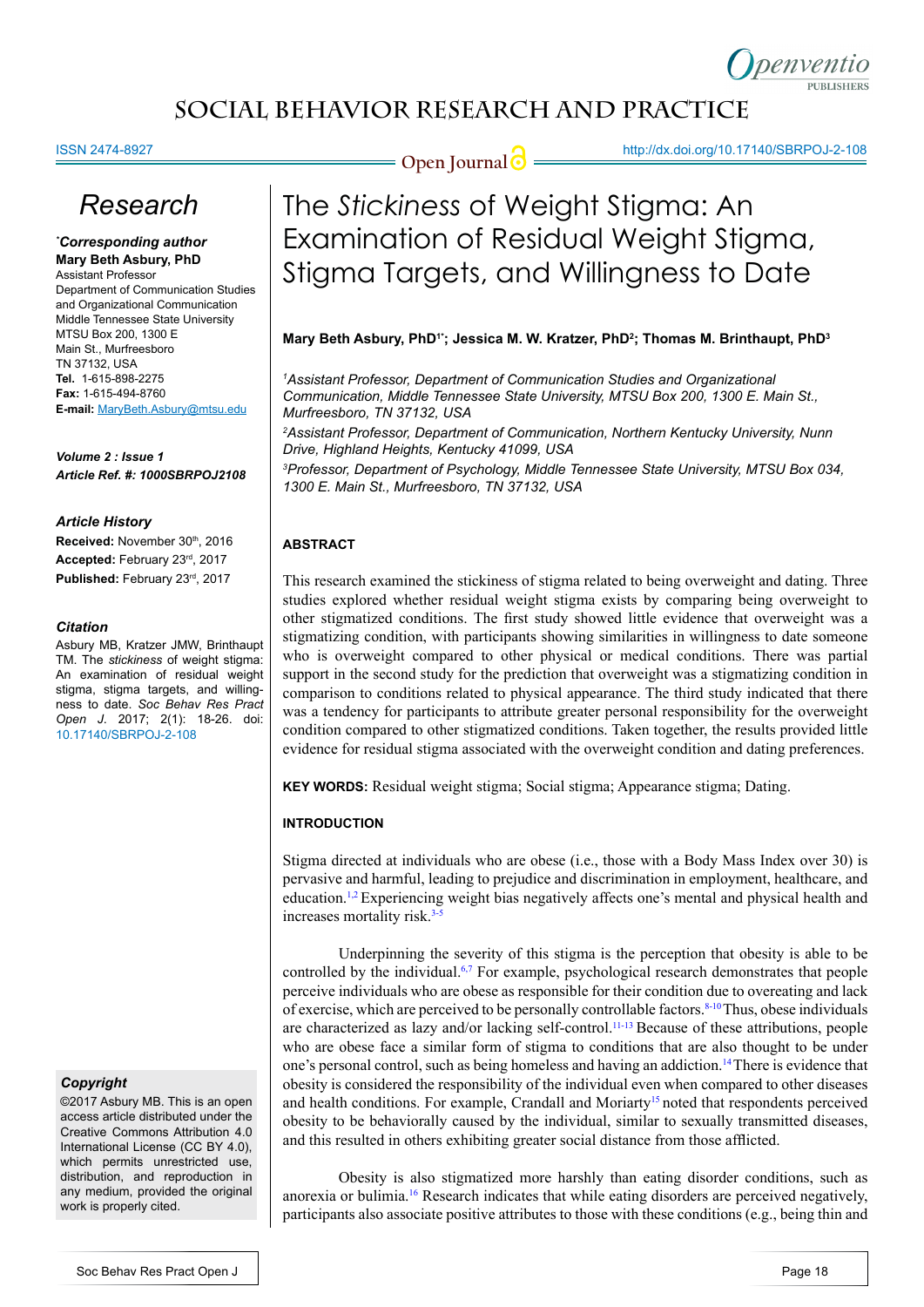# SOCIAL BEHAVIOR RESEARCH AND PRACTICE

ISSN 2474-8927

Open Journal

http://dx.doi.org/10.17140/SBRPOJ-2-108

## Research

**\*Corresponding author**
**Mary Beth Asbury, PhD**
Assistant Professor
Department of Communication Studies and Organizational Communication
Middle Tennessee State University
MTSU Box 200, 1300 E
Main St., Murfreesboro
TN 37132, USA
**Tel.** 1-615-898-2275
**Fax:** 1-615-494-8760
**E-mail:** MaryBeth.Asbury@mtsu.edu

***Volume 2 : Issue 1***
***Article Ref. #: 1000SBRPOJ2108***

**Article History**
**Received:** November 30th, 2016
**Accepted:** February 23rd, 2017
**Published:** February 23rd, 2017

**Citation**
Asbury MB, Kratzer JMW, Brinthaupt TM. The *stickiness* of weight stigma: An examination of residual weight stigma, stigma targets, and willingness to date. *Soc Behav Res Pract Open J*. 2017; 2(1): 18-26. doi: 10.17140/SBRPOJ-2-108

**Copyright**
©2017 Asbury MB. This is an open access article distributed under the Creative Commons Attribution 4.0 International License (CC BY 4.0), which permits unrestricted use, distribution, and reproduction in any medium, provided the original work is properly cited.

# The *Stickiness* of Weight Stigma: An Examination of Residual Weight Stigma, Stigma Targets, and Willingness to Date

**Mary Beth Asbury, PhD[1\*]; Jessica M. W. Kratzer, PhD[2]; Thomas M. Brinthaupt, PhD[3]**

[1]*Assistant Professor, Department of Communication Studies and Organizational Communication, Middle Tennessee State University, MTSU Box 200, 1300 E. Main St., Murfreesboro, TN 37132, USA*

[2]*Assistant Professor, Department of Communication, Northern Kentucky University, Nunn Drive, Highland Heights, Kentucky 41099, USA*

[3]*Professor, Department of Psychology, Middle Tennessee State University, MTSU Box 034, 1300 E. Main St., Murfreesboro, TN 37132, USA*

## ABSTRACT

This research examined the stickiness of stigma related to being overweight and dating. Three studies explored whether residual weight stigma exists by comparing being overweight to other stigmatized conditions. The first study showed little evidence that overweight was a stigmatizing condition, with participants showing similarities in willingness to date someone who is overweight compared to other physical or medical conditions. There was partial support in the second study for the prediction that overweight was a stigmatizing condition in comparison to conditions related to physical appearance. The third study indicated that there was a tendency for participants to attribute greater personal responsibility for the overweight condition compared to other stigmatized conditions. Taken together, the results provided little evidence for residual stigma associated with the overweight condition and dating preferences.

**KEY WORDS:** Residual weight stigma; Social stigma; Appearance stigma; Dating.

## INTRODUCTION

Stigma directed at individuals who are obese (i.e., those with a Body Mass Index over 30) is pervasive and harmful, leading to prejudice and discrimination in employment, healthcare, and education.[1,2] Experiencing weight bias negatively affects one's mental and physical health and increases mortality risk.[3-5]

Underpinning the severity of this stigma is the perception that obesity is able to be controlled by the individual.[6,7] For example, psychological research demonstrates that people perceive individuals who are obese as responsible for their condition due to overeating and lack of exercise, which are perceived to be personally controllable factors.[8-10] Thus, obese individuals are characterized as lazy and/or lacking self-control.[11-13] Because of these attributions, people who are obese face a similar form of stigma to conditions that are also thought to be under one's personal control, such as being homeless and having an addiction.[14] There is evidence that obesity is considered the responsibility of the individual even when compared to other diseases and health conditions. For example, Crandall and Moriarty[15] noted that respondents perceived obesity to be behaviorally caused by the individual, similar to sexually transmitted diseases, and this resulted in others exhibiting greater social distance from those afflicted.

Obesity is also stigmatized more harshly than eating disorder conditions, such as anorexia or bulimia.[16] Research indicates that while eating disorders are perceived negatively, participants also associate positive attributes to those with these conditions (e.g., being thin and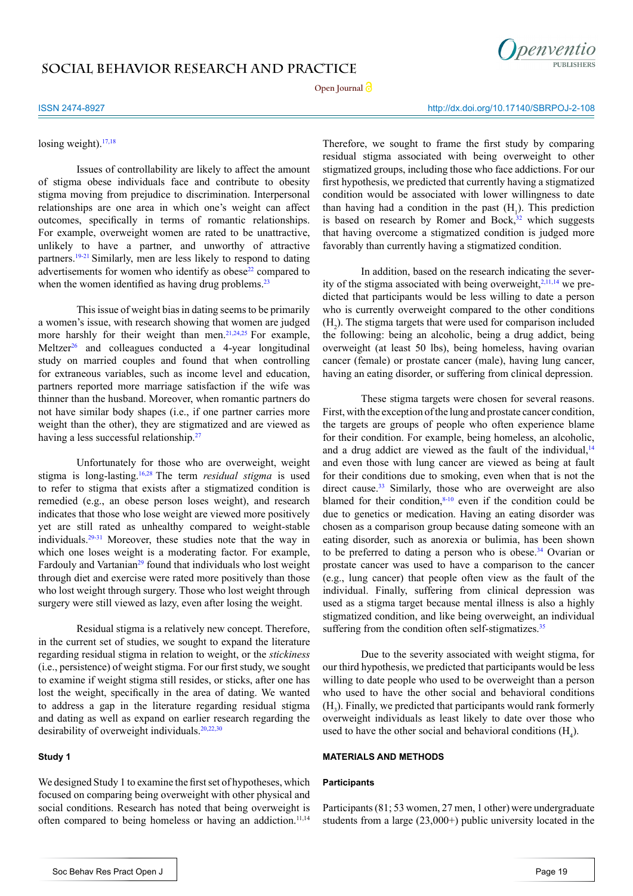losing weight).[17,18]

Issues of controllability are likely to affect the amount of stigma obese individuals face and contribute to obesity stigma moving from prejudice to discrimination. Interpersonal relationships are one area in which one's weight can affect outcomes, specifically in terms of romantic relationships. For example, overweight women are rated to be unattractive, unlikely to have a partner, and unworthy of attractive partners.[19-21] Similarly, men are less likely to respond to dating advertisements for women who identify as obese[22] compared to when the women identified as having drug problems.[23]

This issue of weight bias in dating seems to be primarily a women's issue, with research showing that women are judged more harshly for their weight than men.[21,24,25] For example, Meltzer[26] and colleagues conducted a 4-year longitudinal study on married couples and found that when controlling for extraneous variables, such as income level and education, partners reported more marriage satisfaction if the wife was thinner than the husband. Moreover, when romantic partners do not have similar body shapes (i.e., if one partner carries more weight than the other), they are stigmatized and are viewed as having a less successful relationship.[27]

Unfortunately for those who are overweight, weight stigma is long-lasting.[16,28] The term *residual stigma* is used to refer to stigma that exists after a stigmatized condition is remedied (e.g., an obese person loses weight), and research indicates that those who lose weight are viewed more positively yet are still rated as unhealthy compared to weight-stable individuals.[29-31] Moreover, these studies note that the way in which one loses weight is a moderating factor. For example, Fardouly and Vartanian[29] found that individuals who lost weight through diet and exercise were rated more positively than those who lost weight through surgery. Those who lost weight through surgery were still viewed as lazy, even after losing the weight.

Residual stigma is a relatively new concept. Therefore, in the current set of studies, we sought to expand the literature regarding residual stigma in relation to weight, or the *stickiness* (i.e., persistence) of weight stigma. For our first study, we sought to examine if weight stigma still resides, or sticks, after one has lost the weight, specifically in the area of dating. We wanted to address a gap in the literature regarding residual stigma and dating as well as expand on earlier research regarding the desirability of overweight individuals.[20,22,30]

#### Study 1

We designed Study 1 to examine the first set of hypotheses, which focused on comparing being overweight with other physical and social conditions. Research has noted that being overweight is often compared to being homeless or having an addiction.[11,14] Therefore, we sought to frame the first study by comparing residual stigma associated with being overweight to other stigmatized groups, including those who face addictions. For our first hypothesis, we predicted that currently having a stigmatized condition would be associated with lower willingness to date than having had a condition in the past ($H_1$). This prediction is based on research by Romer and Bock,[32] which suggests that having overcome a stigmatized condition is judged more favorably than currently having a stigmatized condition.

In addition, based on the research indicating the severity of the stigma associated with being overweight,[2,11,14] we predicted that participants would be less willing to date a person who is currently overweight compared to the other conditions ($H_2$). The stigma targets that were used for comparison included the following: being an alcoholic, being a drug addict, being overweight (at least 50 lbs), being homeless, having ovarian cancer (female) or prostate cancer (male), having lung cancer, having an eating disorder, or suffering from clinical depression.

These stigma targets were chosen for several reasons. First, with the exception of the lung and prostate cancer condition, the targets are groups of people who often experience blame for their condition. For example, being homeless, an alcoholic, and a drug addict are viewed as the fault of the individual,[14] and even those with lung cancer are viewed as being at fault for their conditions due to smoking, even when that is not the direct cause.[33] Similarly, those who are overweight are also blamed for their condition,[8-10] even if the condition could be due to genetics or medication. Having an eating disorder was chosen as a comparison group because dating someone with an eating disorder, such as anorexia or bulimia, has been shown to be preferred to dating a person who is obese.[34] Ovarian or prostate cancer was used to have a comparison to the cancer (e.g., lung cancer) that people often view as the fault of the individual. Finally, suffering from clinical depression was used as a stigma target because mental illness is also a highly stigmatized condition, and like being overweight, an individual suffering from the condition often self-stigmatizes.[35]

Due to the severity associated with weight stigma, for our third hypothesis, we predicted that participants would be less willing to date people who used to be overweight than a person who used to have the other social and behavioral conditions ($H_3$). Finally, we predicted that participants would rank formerly overweight individuals as least likely to date over those who used to have the other social and behavioral conditions ($H_4$).

#### MATERIALS AND METHODS

#### Participants

Participants (81; 53 women, 27 men, 1 other) were undergraduate students from a large (23,000+) public university located in the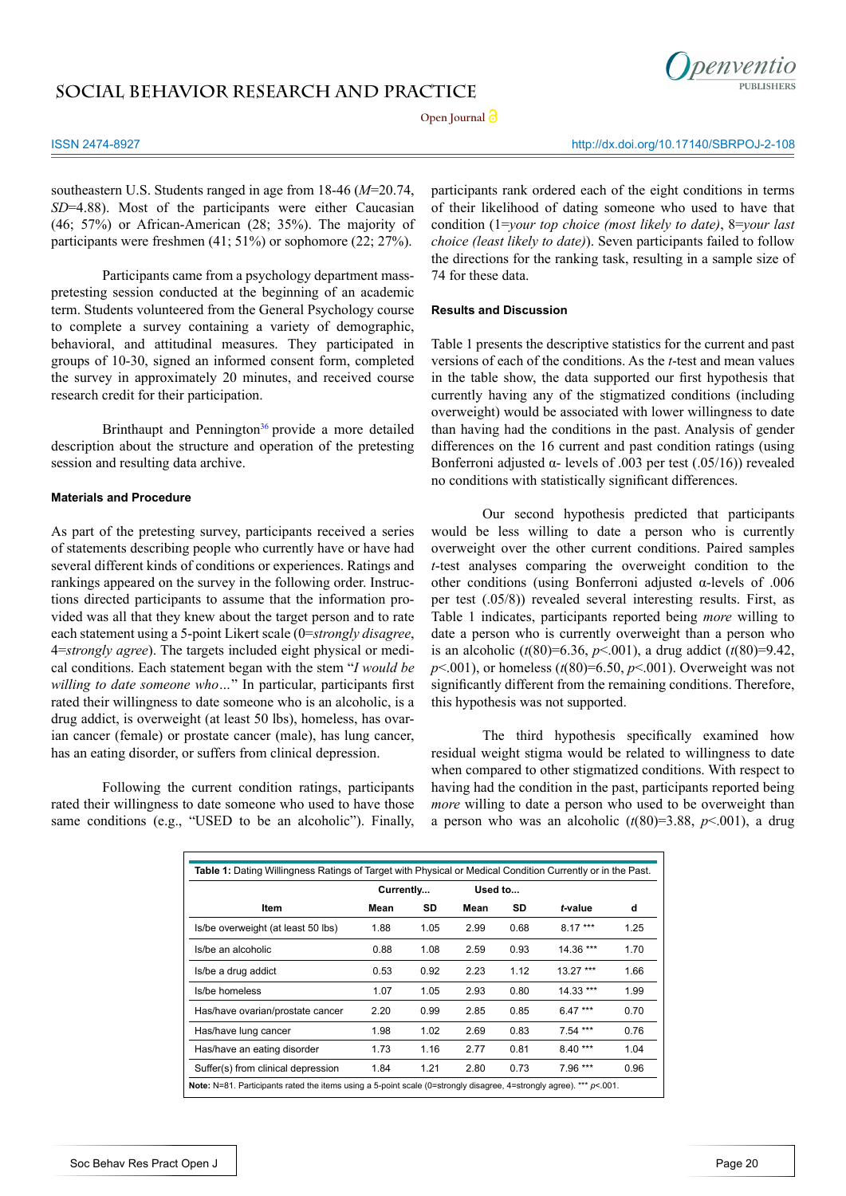southeastern U.S. Students ranged in age from 18-46 ($M$=20.74, $SD$=4.88). Most of the participants were either Caucasian (46; 57%) or African-American (28; 35%). The majority of participants were freshmen (41; 51%) or sophomore (22; 27%).

Participants came from a psychology department mass-pretesting session conducted at the beginning of an academic term. Students volunteered from the General Psychology course to complete a survey containing a variety of demographic, behavioral, and attitudinal measures. They participated in groups of 10-30, signed an informed consent form, completed the survey in approximately 20 minutes, and received course research credit for their participation.

Brinthaupt and Pennington[36] provide a more detailed description about the structure and operation of the pretesting session and resulting data archive.

#### Materials and Procedure

As part of the pretesting survey, participants received a series of statements describing people who currently have or have had several different kinds of conditions or experiences. Ratings and rankings appeared on the survey in the following order. Instructions directed participants to assume that the information provided was all that they knew about the target person and to rate each statement using a 5-point Likert scale (0=*strongly disagree*, 4=*strongly agree*). The targets included eight physical or medical conditions. Each statement began with the stem "*I would be willing to date someone who…*" In particular, participants first rated their willingness to date someone who is an alcoholic, is a drug addict, is overweight (at least 50 lbs), homeless, has ovarian cancer (female) or prostate cancer (male), has lung cancer, has an eating disorder, or suffers from clinical depression.

Following the current condition ratings, participants rated their willingness to date someone who used to have those same conditions (e.g., "USED to be an alcoholic"). Finally, participants rank ordered each of the eight conditions in terms of their likelihood of dating someone who used to have that condition (1=*your top choice (most likely to date)*, 8=*your last choice (least likely to date)*). Seven participants failed to follow the directions for the ranking task, resulting in a sample size of 74 for these data.

#### Results and Discussion

Table 1 presents the descriptive statistics for the current and past versions of each of the conditions. As the $t$-test and mean values in the table show, the data supported our first hypothesis that currently having any of the stigmatized conditions (including overweight) would be associated with lower willingness to date than having had the conditions in the past. Analysis of gender differences on the 16 current and past condition ratings (using Bonferroni adjusted α- levels of .003 per test (.05/16)) revealed no conditions with statistically significant differences.

Our second hypothesis predicted that participants would be less willing to date a person who is currently overweight over the other current conditions. Paired samples $t$-test analyses comparing the overweight condition to the other conditions (using Bonferroni adjusted α-levels of .006 per test (.05/8)) revealed several interesting results. First, as Table 1 indicates, participants reported being *more* willing to date a person who is currently overweight than a person who is an alcoholic ($t(80)=6.36$, $p<.001$), a drug addict ($t(80)=9.42$, $p<.001$), or homeless ($t(80)=6.50$, $p<.001$). Overweight was not significantly different from the remaining conditions. Therefore, this hypothesis was not supported.

The third hypothesis specifically examined how residual weight stigma would be related to willingness to date when compared to other stigmatized conditions. With respect to having had the condition in the past, participants reported being *more* willing to date a person who used to be overweight than a person who was an alcoholic ($t(80)=3.88$, $p<.001$), a drug

**Table 1:** Dating Willingness Ratings of Target with Physical or Medical Condition Currently or in the Past.

| | Currently... | | Used to... | | | |
|---|---|---|---|---|---|---|
| Item | Mean | SD | Mean | SD | *t*-value | d |
| Is/be overweight (at least 50 lbs) | 1.88 | 1.05 | 2.99 | 0.68 | 8.17 *** | 1.25 |
| Is/be an alcoholic | 0.88 | 1.08 | 2.59 | 0.93 | 14.36 *** | 1.70 |
| Is/be a drug addict | 0.53 | 0.92 | 2.23 | 1.12 | 13.27 *** | 1.66 |
| Is/be homeless | 1.07 | 1.05 | 2.93 | 0.80 | 14.33 *** | 1.99 |
| Has/have ovarian/prostate cancer | 2.20 | 0.99 | 2.85 | 0.85 | 6.47 *** | 0.70 |
| Has/have lung cancer | 1.98 | 1.02 | 2.69 | 0.83 | 7.54 *** | 0.76 |
| Has/have an eating disorder | 1.73 | 1.16 | 2.77 | 0.81 | 8.40 *** | 1.04 |
| Suffer(s) from clinical depression | 1.84 | 1.21 | 2.80 | 0.73 | 7.96 *** | 0.96 |

**Note:** N=81. Participants rated the items using a 5-point scale (0=strongly disagree, 4=strongly agree). *** $p<.001$.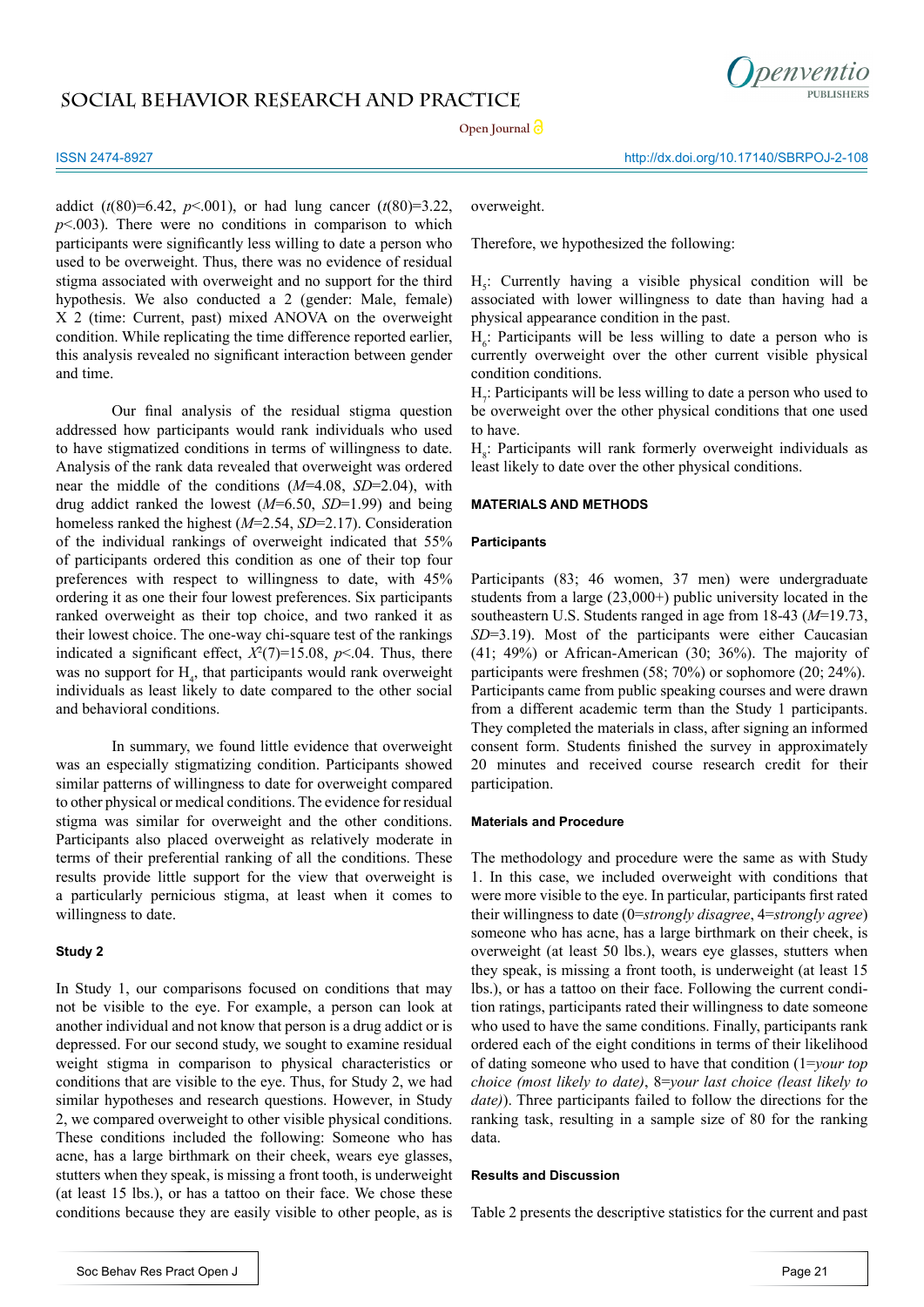addict ($t(80)=6.42$, $p<.001$), or had lung cancer ($t(80)=3.22$, $p<.003$). There were no conditions in comparison to which participants were significantly less willing to date a person who used to be overweight. Thus, there was no evidence of residual stigma associated with overweight and no support for the third hypothesis. We also conducted a 2 (gender: Male, female) X 2 (time: Current, past) mixed ANOVA on the overweight condition. While replicating the time difference reported earlier, this analysis revealed no significant interaction between gender and time.

Our final analysis of the residual stigma question addressed how participants would rank individuals who used to have stigmatized conditions in terms of willingness to date. Analysis of the rank data revealed that overweight was ordered near the middle of the conditions (*M*=4.08, *SD*=2.04), with drug addict ranked the lowest (*M*=6.50, *SD*=1.99) and being homeless ranked the highest (*M*=2.54, *SD*=2.17). Consideration of the individual rankings of overweight indicated that 55% of participants ordered this condition as one of their top four preferences with respect to willingness to date, with 45% ordering it as one their four lowest preferences. Six participants ranked overweight as their top choice, and two ranked it as their lowest choice. The one-way chi-square test of the rankings indicated a significant effect, $X^2(7)=15.08$, $p<.04$. Thus, there was no support for $H_4$, that participants would rank overweight individuals as least likely to date compared to the other social and behavioral conditions.

In summary, we found little evidence that overweight was an especially stigmatizing condition. Participants showed similar patterns of willingness to date for overweight compared to other physical or medical conditions. The evidence for residual stigma was similar for overweight and the other conditions. Participants also placed overweight as relatively moderate in terms of their preferential ranking of all the conditions. These results provide little support for the view that overweight is a particularly pernicious stigma, at least when it comes to willingness to date.

#### Study 2

In Study 1, our comparisons focused on conditions that may not be visible to the eye. For example, a person can look at another individual and not know that person is a drug addict or is depressed. For our second study, we sought to examine residual weight stigma in comparison to physical characteristics or conditions that are visible to the eye. Thus, for Study 2, we had similar hypotheses and research questions. However, in Study 2, we compared overweight to other visible physical conditions. These conditions included the following: Someone who has acne, has a large birthmark on their cheek, wears eye glasses, stutters when they speak, is missing a front tooth, is underweight (at least 15 lbs.), or has a tattoo on their face. We chose these conditions because they are easily visible to other people, as is overweight.

Therefore, we hypothesized the following:

$H_5$: Currently having a visible physical condition will be associated with lower willingness to date than having had a physical appearance condition in the past.

$H_6$: Participants will be less willing to date a person who is currently overweight over the other current visible physical condition conditions.

$H_7$: Participants will be less willing to date a person who used to be overweight over the other physical conditions that one used to have.

$H_8$: Participants will rank formerly overweight individuals as least likely to date over the other physical conditions.

## MATERIALS AND METHODS

#### Participants

Participants (83; 46 women, 37 men) were undergraduate students from a large (23,000+) public university located in the southeastern U.S. Students ranged in age from 18-43 (*M*=19.73, *SD*=3.19). Most of the participants were either Caucasian (41; 49%) or African-American (30; 36%). The majority of participants were freshmen (58; 70%) or sophomore (20; 24%). Participants came from public speaking courses and were drawn from a different academic term than the Study 1 participants. They completed the materials in class, after signing an informed consent form. Students finished the survey in approximately 20 minutes and received course research credit for their participation.

#### Materials and Procedure

The methodology and procedure were the same as with Study 1. In this case, we included overweight with conditions that were more visible to the eye. In particular, participants first rated their willingness to date (0=*strongly disagree*, 4=*strongly agree*) someone who has acne, has a large birthmark on their cheek, is overweight (at least 50 lbs.), wears eye glasses, stutters when they speak, is missing a front tooth, is underweight (at least 15 lbs.), or has a tattoo on their face. Following the current condition ratings, participants rated their willingness to date someone who used to have the same conditions. Finally, participants rank ordered each of the eight conditions in terms of their likelihood of dating someone who used to have that condition (1=*your top choice (most likely to date)*, 8=*your last choice (least likely to date)*). Three participants failed to follow the directions for the ranking task, resulting in a sample size of 80 for the ranking data.

#### Results and Discussion

Table 2 presents the descriptive statistics for the current and past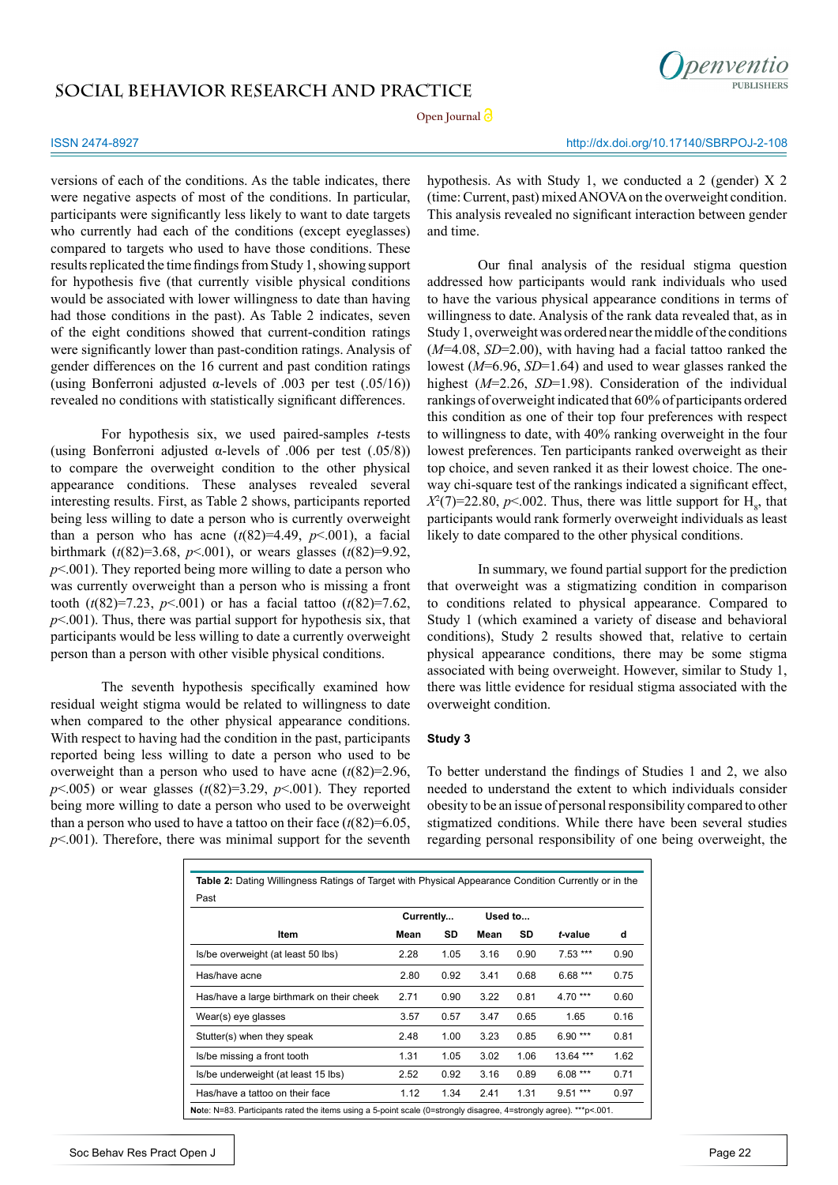versions of each of the conditions. As the table indicates, there were negative aspects of most of the conditions. In particular, participants were significantly less likely to want to date targets who currently had each of the conditions (except eyeglasses) compared to targets who used to have those conditions. These results replicated the time findings from Study 1, showing support for hypothesis five (that currently visible physical conditions would be associated with lower willingness to date than having had those conditions in the past). As Table 2 indicates, seven of the eight conditions showed that current-condition ratings were significantly lower than past-condition ratings. Analysis of gender differences on the 16 current and past condition ratings (using Bonferroni adjusted α-levels of .003 per test (.05/16)) revealed no conditions with statistically significant differences.

For hypothesis six, we used paired-samples *t*-tests (using Bonferroni adjusted α-levels of .006 per test (.05/8)) to compare the overweight condition to the other physical appearance conditions. These analyses revealed several interesting results. First, as Table 2 shows, participants reported being less willing to date a person who is currently overweight than a person who has acne ($t(82)=4.49$, $p<.001$), a facial birthmark ($t(82)=3.68$, $p<.001$), or wears glasses ($t(82)=9.92$, $p<.001$). They reported being more willing to date a person who was currently overweight than a person who is missing a front tooth ($t(82)=7.23$, $p<.001$) or has a facial tattoo ($t(82)=7.62$, $p<.001$). Thus, there was partial support for hypothesis six, that participants would be less willing to date a currently overweight person than a person with other visible physical conditions.

The seventh hypothesis specifically examined how residual weight stigma would be related to willingness to date when compared to the other physical appearance conditions. With respect to having had the condition in the past, participants reported being less willing to date a person who used to be overweight than a person who used to have acne ($t(82)=2.96$, $p<.005$) or wear glasses ($t(82)=3.29$, $p<.001$). They reported being more willing to date a person who used to be overweight than a person who used to have a tattoo on their face ($t(82)=6.05$, $p<.001$). Therefore, there was minimal support for the seventh hypothesis. As with Study 1, we conducted a 2 (gender) X 2 (time: Current, past) mixed ANOVA on the overweight condition. This analysis revealed no significant interaction between gender and time.

Our final analysis of the residual stigma question addressed how participants would rank individuals who used to have the various physical appearance conditions in terms of willingness to date. Analysis of the rank data revealed that, as in Study 1, overweight was ordered near the middle of the conditions ($M$=4.08, $SD$=2.00), with having had a facial tattoo ranked the lowest ($M$=6.96, $SD$=1.64) and used to wear glasses ranked the highest ($M$=2.26, $SD$=1.98). Consideration of the individual rankings of overweight indicated that 60% of participants ordered this condition as one of their top four preferences with respect to willingness to date, with 40% ranking overweight in the four lowest preferences. Ten participants ranked overweight as their top choice, and seven ranked it as their lowest choice. The one-way chi-square test of the rankings indicated a significant effect, $X^2(7)=22.80$, $p<.002$. Thus, there was little support for $H_8$, that participants would rank formerly overweight individuals as least likely to date compared to the other physical conditions.

In summary, we found partial support for the prediction that overweight was a stigmatizing condition in comparison to conditions related to physical appearance. Compared to Study 1 (which examined a variety of disease and behavioral conditions), Study 2 results showed that, relative to certain physical appearance conditions, there may be some stigma associated with being overweight. However, similar to Study 1, there was little evidence for residual stigma associated with the overweight condition.

### Study 3

To better understand the findings of Studies 1 and 2, we also needed to understand the extent to which individuals consider obesity to be an issue of personal responsibility compared to other stigmatized conditions. While there have been several studies regarding personal responsibility of one being overweight, the

**Table 2:** Dating Willingness Ratings of Target with Physical Appearance Condition Currently or in the Past

| Item | Currently... | | Used to... | | | |
|---|---|---|---|---|---|---|
| | Mean | SD | Mean | SD | *t*-value | d |
| Is/be overweight (at least 50 lbs) | 2.28 | 1.05 | 3.16 | 0.90 | 7.53 *** | 0.90 |
| Has/have acne | 2.80 | 0.92 | 3.41 | 0.68 | 6.68 *** | 0.75 |
| Has/have a large birthmark on their cheek | 2.71 | 0.90 | 3.22 | 0.81 | 4.70 *** | 0.60 |
| Wear(s) eye glasses | 3.57 | 0.57 | 3.47 | 0.65 | 1.65 | 0.16 |
| Stutter(s) when they speak | 2.48 | 1.00 | 3.23 | 0.85 | 6.90 *** | 0.81 |
| Is/be missing a front tooth | 1.31 | 1.05 | 3.02 | 1.06 | 13.64 *** | 1.62 |
| Is/be underweight (at least 15 lbs) | 2.52 | 0.92 | 3.16 | 0.89 | 6.08 *** | 0.71 |
| Has/have a tattoo on their face | 1.12 | 1.34 | 2.41 | 1.31 | 9.51 *** | 0.97 |

**Note**: N=83. Participants rated the items using a 5-point scale (0=strongly disagree, 4=strongly agree). ***p<.001.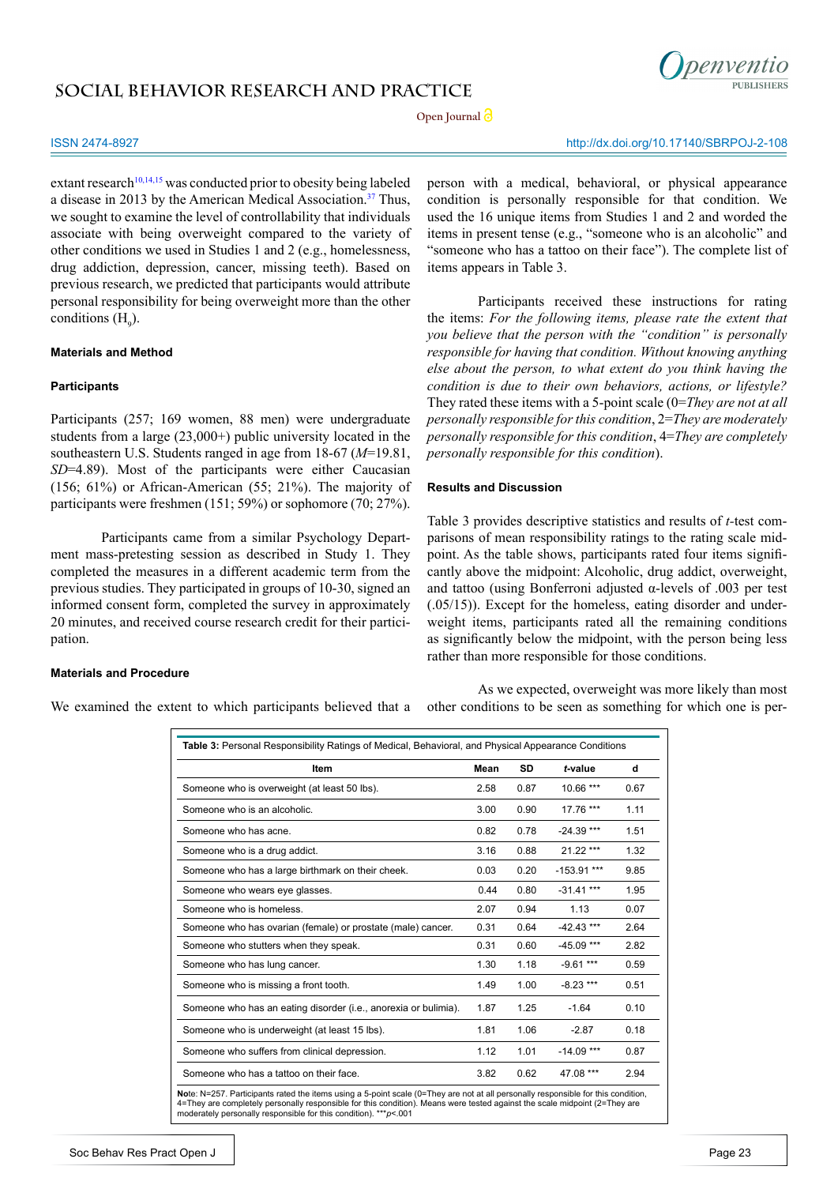extant research[10,14,15] was conducted prior to obesity being labeled a disease in 2013 by the American Medical Association.[37] Thus, we sought to examine the level of controllability that individuals associate with being overweight compared to the variety of other conditions we used in Studies 1 and 2 (e.g., homelessness, drug addiction, depression, cancer, missing teeth). Based on previous research, we predicted that participants would attribute personal responsibility for being overweight more than the other conditions ($H_9$).

### Materials and Method

#### Participants

Participants (257; 169 women, 88 men) were undergraduate students from a large (23,000+) public university located in the southeastern U.S. Students ranged in age from 18-67 ($M$=19.81, $SD$=4.89). Most of the participants were either Caucasian (156; 61%) or African-American (55; 21%). The majority of participants were freshmen (151; 59%) or sophomore (70; 27%).

Participants came from a similar Psychology Department mass-pretesting session as described in Study 1. They completed the measures in a different academic term from the previous studies. They participated in groups of 10-30, signed an informed consent form, completed the survey in approximately 20 minutes, and received course research credit for their participation.

#### Materials and Procedure

We examined the extent to which participants believed that a person with a medical, behavioral, or physical appearance condition is personally responsible for that condition. We used the 16 unique items from Studies 1 and 2 and worded the items in present tense (e.g., "someone who is an alcoholic" and "someone who has a tattoo on their face"). The complete list of items appears in Table 3.

Participants received these instructions for rating the items: *For the following items, please rate the extent that you believe that the person with the "condition" is personally responsible for having that condition. Without knowing anything else about the person, to what extent do you think having the condition is due to their own behaviors, actions, or lifestyle?* They rated these items with a 5-point scale (0=*They are not at all personally responsible for this condition*, 2=*They are moderately personally responsible for this condition*, 4=*They are completely personally responsible for this condition*).

### Results and Discussion

Table 3 provides descriptive statistics and results of $t$-test comparisons of mean responsibility ratings to the rating scale midpoint. As the table shows, participants rated four items significantly above the midpoint: Alcoholic, drug addict, overweight, and tattoo (using Bonferroni adjusted α-levels of .003 per test (.05/15)). Except for the homeless, eating disorder and underweight items, participants rated all the remaining conditions as significantly below the midpoint, with the person being less rather than more responsible for those conditions.

As we expected, overweight was more likely than most other conditions to be seen as something for which one is per-

**Table 3:** Personal Responsibility Ratings of Medical, Behavioral, and Physical Appearance Conditions

| Item | Mean | SD | *t*-value | d |
|---|---|---|---|---|
| Someone who is overweight (at least 50 lbs). | 2.58 | 0.87 | 10.66 *** | 0.67 |
| Someone who is an alcoholic. | 3.00 | 0.90 | 17.76 *** | 1.11 |
| Someone who has acne. | 0.82 | 0.78 | -24.39 *** | 1.51 |
| Someone who is a drug addict. | 3.16 | 0.88 | 21.22 *** | 1.32 |
| Someone who has a large birthmark on their cheek. | 0.03 | 0.20 | -153.91 *** | 9.85 |
| Someone who wears eye glasses. | 0.44 | 0.80 | -31.41 *** | 1.95 |
| Someone who is homeless. | 2.07 | 0.94 | 1.13 | 0.07 |
| Someone who has ovarian (female) or prostate (male) cancer. | 0.31 | 0.64 | -42.43 *** | 2.64 |
| Someone who stutters when they speak. | 0.31 | 0.60 | -45.09 *** | 2.82 |
| Someone who has lung cancer. | 1.30 | 1.18 | -9.61 *** | 0.59 |
| Someone who is missing a front tooth. | 1.49 | 1.00 | -8.23 *** | 0.51 |
| Someone who has an eating disorder (i.e., anorexia or bulimia). | 1.87 | 1.25 | -1.64 | 0.10 |
| Someone who is underweight (at least 15 lbs). | 1.81 | 1.06 | -2.87 | 0.18 |
| Someone who suffers from clinical depression. | 1.12 | 1.01 | -14.09 *** | 0.87 |
| Someone who has a tattoo on their face. | 3.82 | 0.62 | 47.08 *** | 2.94 |

**Note**: N=257. Participants rated the items using a 5-point scale (0=They are not at all personally responsible for this condition, 4=They are completely personally responsible for this condition). Means were tested against the scale midpoint (2=They are moderately personally responsible for this condition). ***$p$<.001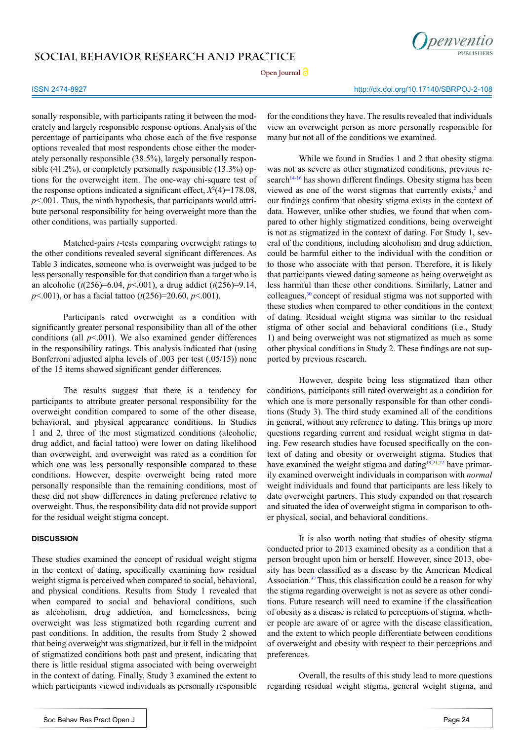sonally responsible, with participants rating it between the moderately and largely responsible response options. Analysis of the percentage of participants who chose each of the five response options revealed that most respondents chose either the moderately personally responsible (38.5%), largely personally responsible (41.2%), or completely personally responsible (13.3%) options for the overweight item. The one-way chi-square test of the response options indicated a significant effect, $X^2(4)=178.08$, $p<.001$. Thus, the ninth hypothesis, that participants would attribute personal responsibility for being overweight more than the other conditions, was partially supported.

Matched-pairs *t*-tests comparing overweight ratings to the other conditions revealed several significant differences. As Table 3 indicates, someone who is overweight was judged to be less personally responsible for that condition than a target who is an alcoholic ($t(256)=6.04$, $p<.001$), a drug addict ($t(256)=9.14$, $p<.001$), or has a facial tattoo ($t(256)=20.60$, $p<.001$).

Participants rated overweight as a condition with significantly greater personal responsibility than all of the other conditions (all $p<.001$). We also examined gender differences in the responsibility ratings. This analysis indicated that (using Bonferroni adjusted alpha levels of .003 per test (.05/15)) none of the 15 items showed significant gender differences.

The results suggest that there is a tendency for participants to attribute greater personal responsibility for the overweight condition compared to some of the other disease, behavioral, and physical appearance conditions. In Studies 1 and 2, three of the most stigmatized conditions (alcoholic, drug addict, and facial tattoo) were lower on dating likelihood than overweight, and overweight was rated as a condition for which one was less personally responsible compared to these conditions. However, despite overweight being rated more personally responsible than the remaining conditions, most of these did not show differences in dating preference relative to overweight. Thus, the responsibility data did not provide support for the residual weight stigma concept.

## DISCUSSION

These studies examined the concept of residual weight stigma in the context of dating, specifically examining how residual weight stigma is perceived when compared to social, behavioral, and physical conditions. Results from Study 1 revealed that when compared to social and behavioral conditions, such as alcoholism, drug addiction, and homelessness, being overweight was less stigmatized both regarding current and past conditions. In addition, the results from Study 2 showed that being overweight was stigmatized, but it fell in the midpoint of stigmatized conditions both past and present, indicating that there is little residual stigma associated with being overweight in the context of dating. Finally, Study 3 examined the extent to which participants viewed individuals as personally responsible for the conditions they have. The results revealed that individuals view an overweight person as more personally responsible for many but not all of the conditions we examined.

While we found in Studies 1 and 2 that obesity stigma was not as severe as other stigmatized conditions, previous research[14-16] has shown different findings. Obesity stigma has been viewed as one of the worst stigmas that currently exists,[2] and our findings confirm that obesity stigma exists in the context of data. However, unlike other studies, we found that when compared to other highly stigmatized conditions, being overweight is not as stigmatized in the context of dating. For Study 1, several of the conditions, including alcoholism and drug addiction, could be harmful either to the individual with the condition or to those who associate with that person. Therefore, it is likely that participants viewed dating someone as being overweight as less harmful than these other conditions. Similarly, Latner and colleagues,[30] concept of residual stigma was not supported with these studies when compared to other conditions in the context of dating. Residual weight stigma was similar to the residual stigma of other social and behavioral conditions (i.e., Study 1) and being overweight was not stigmatized as much as some other physical conditions in Study 2. These findings are not supported by previous research.

However, despite being less stigmatized than other conditions, participants still rated overweight as a condition for which one is more personally responsible for than other conditions (Study 3). The third study examined all of the conditions in general, without any reference to dating. This brings up more questions regarding current and residual weight stigma in dating. Few research studies have focused specifically on the context of dating and obesity or overweight stigma. Studies that have examined the weight stigma and dating[19,21,22] have primarily examined overweight individuals in comparison with *normal* weight individuals and found that participants are less likely to date overweight partners. This study expanded on that research and situated the idea of overweight stigma in comparison to other physical, social, and behavioral conditions.

It is also worth noting that studies of obesity stigma conducted prior to 2013 examined obesity as a condition that a person brought upon him or herself. However, since 2013, obesity has been classified as a disease by the American Medical Association.[37] Thus, this classification could be a reason for why the stigma regarding overweight is not as severe as other conditions. Future research will need to examine if the classification of obesity as a disease is related to perceptions of stigma, whether people are aware of or agree with the disease classification, and the extent to which people differentiate between conditions of overweight and obesity with respect to their perceptions and preferences.

Overall, the results of this study lead to more questions regarding residual weight stigma, general weight stigma, and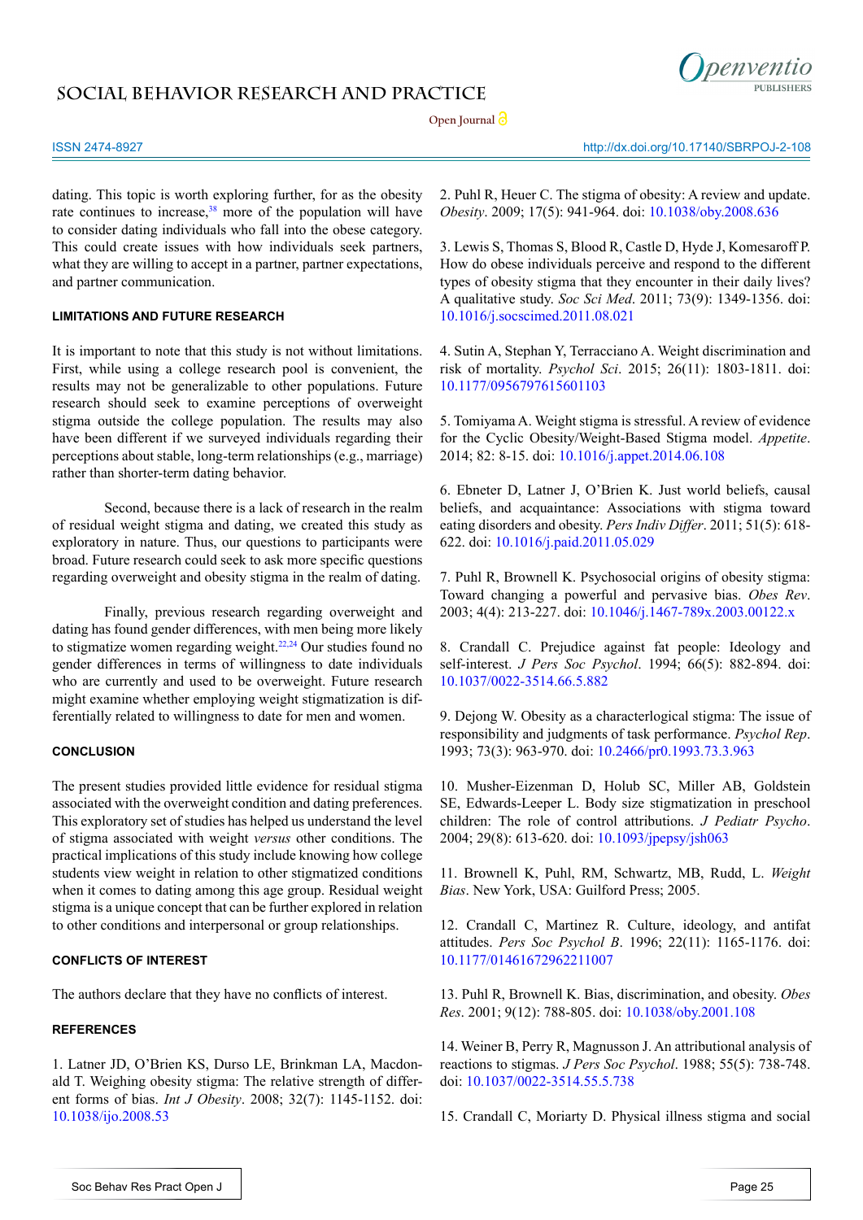dating. This topic is worth exploring further, for as the obesity rate continues to increase,[38] more of the population will have to consider dating individuals who fall into the obese category. This could create issues with how individuals seek partners, what they are willing to accept in a partner, partner expectations, and partner communication.

## LIMITATIONS AND FUTURE RESEARCH

It is important to note that this study is not without limitations. First, while using a college research pool is convenient, the results may not be generalizable to other populations. Future research should seek to examine perceptions of overweight stigma outside the college population. The results may also have been different if we surveyed individuals regarding their perceptions about stable, long-term relationships (e.g., marriage) rather than shorter-term dating behavior.

Second, because there is a lack of research in the realm of residual weight stigma and dating, we created this study as exploratory in nature. Thus, our questions to participants were broad. Future research could seek to ask more specific questions regarding overweight and obesity stigma in the realm of dating.

Finally, previous research regarding overweight and dating has found gender differences, with men being more likely to stigmatize women regarding weight.[22,24] Our studies found no gender differences in terms of willingness to date individuals who are currently and used to be overweight. Future research might examine whether employing weight stigmatization is differentially related to willingness to date for men and women.

## CONCLUSION

The present studies provided little evidence for residual stigma associated with the overweight condition and dating preferences. This exploratory set of studies has helped us understand the level of stigma associated with weight *versus* other conditions. The practical implications of this study include knowing how college students view weight in relation to other stigmatized conditions when it comes to dating among this age group. Residual weight stigma is a unique concept that can be further explored in relation to other conditions and interpersonal or group relationships.

## CONFLICTS OF INTEREST

The authors declare that they have no conflicts of interest.

## REFERENCES

1. Latner JD, O'Brien KS, Durso LE, Brinkman LA, Macdonald T. Weighing obesity stigma: The relative strength of different forms of bias. *Int J Obesity*. 2008; 32(7): 1145-1152. doi: 10.1038/ijo.2008.53

2. Puhl R, Heuer C. The stigma of obesity: A review and update. *Obesity*. 2009; 17(5): 941-964. doi: 10.1038/oby.2008.636

3. Lewis S, Thomas S, Blood R, Castle D, Hyde J, Komesaroff P. How do obese individuals perceive and respond to the different types of obesity stigma that they encounter in their daily lives? A qualitative study. *Soc Sci Med*. 2011; 73(9): 1349-1356. doi: 10.1016/j.socscimed.2011.08.021

4. Sutin A, Stephan Y, Terracciano A. Weight discrimination and risk of mortality. *Psychol Sci*. 2015; 26(11): 1803-1811. doi: 10.1177/0956797615601103

5. Tomiyama A. Weight stigma is stressful. A review of evidence for the Cyclic Obesity/Weight-Based Stigma model. *Appetite*. 2014; 82: 8-15. doi: 10.1016/j.appet.2014.06.108

6. Ebneter D, Latner J, O'Brien K. Just world beliefs, causal beliefs, and acquaintance: Associations with stigma toward eating disorders and obesity. *Pers Indiv Differ*. 2011; 51(5): 618-622. doi: 10.1016/j.paid.2011.05.029

7. Puhl R, Brownell K. Psychosocial origins of obesity stigma: Toward changing a powerful and pervasive bias. *Obes Rev*. 2003; 4(4): 213-227. doi: 10.1046/j.1467-789x.2003.00122.x

8. Crandall C. Prejudice against fat people: Ideology and self-interest. *J Pers Soc Psychol*. 1994; 66(5): 882-894. doi: 10.1037/0022-3514.66.5.882

9. Dejong W. Obesity as a characterlogical stigma: The issue of responsibility and judgments of task performance. *Psychol Rep*. 1993; 73(3): 963-970. doi: 10.2466/pr0.1993.73.3.963

10. Musher-Eizenman D, Holub SC, Miller AB, Goldstein SE, Edwards-Leeper L. Body size stigmatization in preschool children: The role of control attributions. *J Pediatr Psycho*. 2004; 29(8): 613-620. doi: 10.1093/jpepsy/jsh063

11. Brownell K, Puhl, RM, Schwartz, MB, Rudd, L. *Weight Bias*. New York, USA: Guilford Press; 2005.

12. Crandall C, Martinez R. Culture, ideology, and antifat attitudes. *Pers Soc Psychol B*. 1996; 22(11): 1165-1176. doi: 10.1177/01461672962211007

13. Puhl R, Brownell K. Bias, discrimination, and obesity. *Obes Res*. 2001; 9(12): 788-805. doi: 10.1038/oby.2001.108

14. Weiner B, Perry R, Magnusson J. An attributional analysis of reactions to stigmas. *J Pers Soc Psychol*. 1988; 55(5): 738-748. doi: 10.1037/0022-3514.55.5.738

15. Crandall C, Moriarty D. Physical illness stigma and social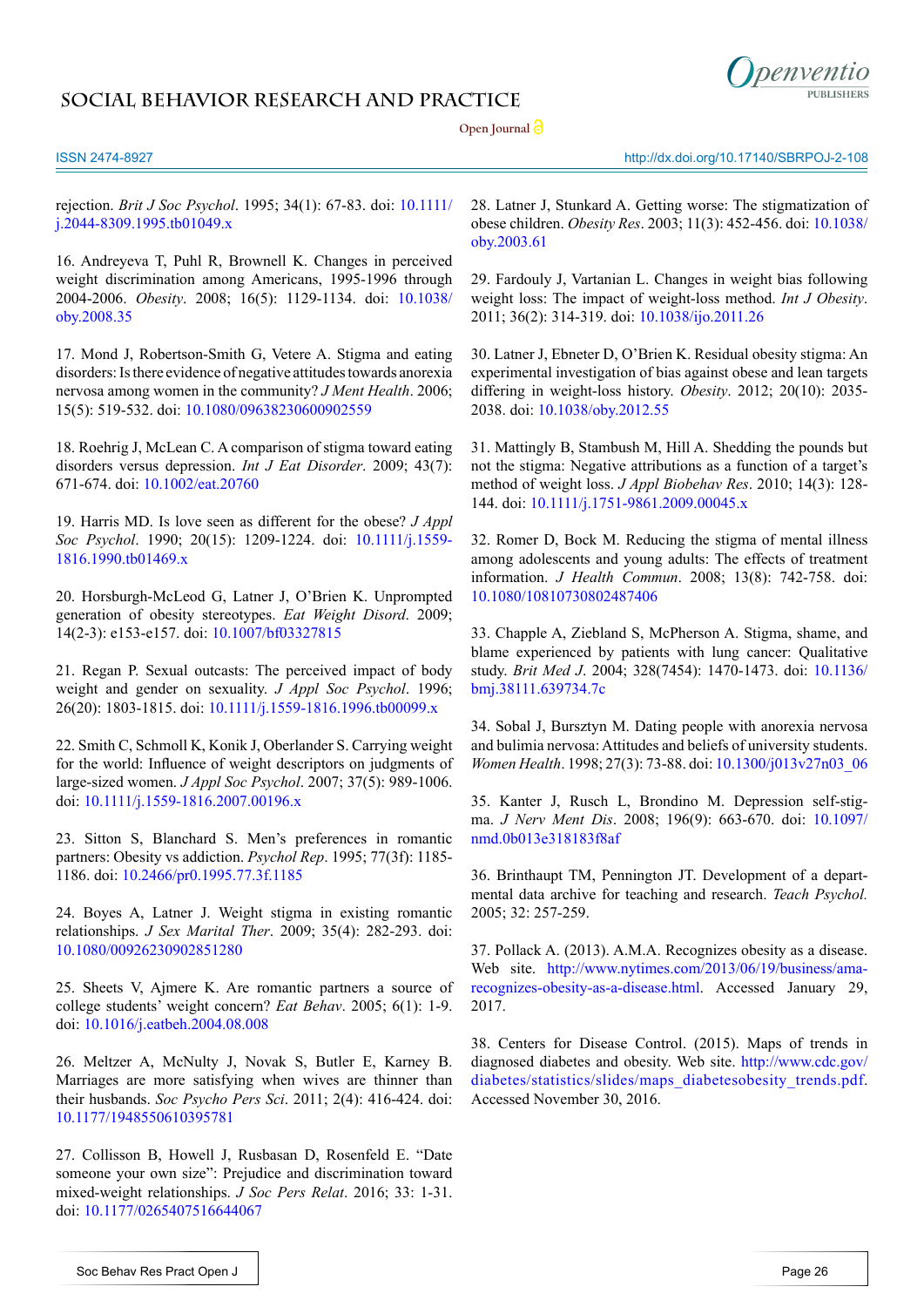rejection. *Brit J Soc Psychol*. 1995; 34(1): 67-83. doi: 10.1111/j.2044-8309.1995.tb01049.x

16. Andreyeva T, Puhl R, Brownell K. Changes in perceived weight discrimination among Americans, 1995-1996 through 2004-2006. *Obesity*. 2008; 16(5): 1129-1134. doi: 10.1038/oby.2008.35

17. Mond J, Robertson-Smith G, Vetere A. Stigma and eating disorders: Is there evidence of negative attitudes towards anorexia nervosa among women in the community? *J Ment Health*. 2006; 15(5): 519-532. doi: 10.1080/09638230600902559

18. Roehrig J, McLean C. A comparison of stigma toward eating disorders versus depression. *Int J Eat Disorder*. 2009; 43(7): 671-674. doi: 10.1002/eat.20760

19. Harris MD. Is love seen as different for the obese? *J Appl Soc Psychol*. 1990; 20(15): 1209-1224. doi: 10.1111/j.1559-1816.1990.tb01469.x

20. Horsburgh-McLeod G, Latner J, O'Brien K. Unprompted generation of obesity stereotypes. *Eat Weight Disord*. 2009; 14(2-3): e153-e157. doi: 10.1007/bf03327815

21. Regan P. Sexual outcasts: The perceived impact of body weight and gender on sexuality. *J Appl Soc Psychol*. 1996; 26(20): 1803-1815. doi: 10.1111/j.1559-1816.1996.tb00099.x

22. Smith C, Schmoll K, Konik J, Oberlander S. Carrying weight for the world: Influence of weight descriptors on judgments of large-sized women. *J Appl Soc Psychol*. 2007; 37(5): 989-1006. doi: 10.1111/j.1559-1816.2007.00196.x

23. Sitton S, Blanchard S. Men's preferences in romantic partners: Obesity vs addiction. *Psychol Rep*. 1995; 77(3f): 1185-1186. doi: 10.2466/pr0.1995.77.3f.1185

24. Boyes A, Latner J. Weight stigma in existing romantic relationships. *J Sex Marital Ther*. 2009; 35(4): 282-293. doi: 10.1080/00926230902851280

25. Sheets V, Ajmere K. Are romantic partners a source of college students' weight concern? *Eat Behav*. 2005; 6(1): 1-9. doi: 10.1016/j.eatbeh.2004.08.008

26. Meltzer A, McNulty J, Novak S, Butler E, Karney B. Marriages are more satisfying when wives are thinner than their husbands. *Soc Psycho Pers Sci*. 2011; 2(4): 416-424. doi: 10.1177/1948550610395781

27. Collisson B, Howell J, Rusbasan D, Rosenfeld E. "Date someone your own size": Prejudice and discrimination toward mixed-weight relationships. *J Soc Pers Relat*. 2016; 33: 1-31. doi: 10.1177/0265407516644067

28. Latner J, Stunkard A. Getting worse: The stigmatization of obese children. *Obesity Res*. 2003; 11(3): 452-456. doi: 10.1038/oby.2003.61

29. Fardouly J, Vartanian L. Changes in weight bias following weight loss: The impact of weight-loss method. *Int J Obesity*. 2011; 36(2): 314-319. doi: 10.1038/ijo.2011.26

30. Latner J, Ebneter D, O'Brien K. Residual obesity stigma: An experimental investigation of bias against obese and lean targets differing in weight-loss history. *Obesity*. 2012; 20(10): 2035-2038. doi: 10.1038/oby.2012.55

31. Mattingly B, Stambush M, Hill A. Shedding the pounds but not the stigma: Negative attributions as a function of a target's method of weight loss. *J Appl Biobehav Res*. 2010; 14(3): 128-144. doi: 10.1111/j.1751-9861.2009.00045.x

32. Romer D, Bock M. Reducing the stigma of mental illness among adolescents and young adults: The effects of treatment information. *J Health Commun*. 2008; 13(8): 742-758. doi: 10.1080/10810730802487406

33. Chapple A, Ziebland S, McPherson A. Stigma, shame, and blame experienced by patients with lung cancer: Qualitative study. *Brit Med J*. 2004; 328(7454): 1470-1473. doi: 10.1136/bmj.38111.639734.7c

34. Sobal J, Bursztyn M. Dating people with anorexia nervosa and bulimia nervosa: Attitudes and beliefs of university students. *Women Health*. 1998; 27(3): 73-88. doi: 10.1300/j013v27n03_06

35. Kanter J, Rusch L, Brondino M. Depression self-stigma. *J Nerv Ment Dis*. 2008; 196(9): 663-670. doi: 10.1097/nmd.0b013e318183f8af

36. Brinthaupt TM, Pennington JT. Development of a departmental data archive for teaching and research. *Teach Psychol.* 2005; 32: 257-259.

37. Pollack A. (2013). A.M.A. Recognizes obesity as a disease. Web site. http://www.nytimes.com/2013/06/19/business/ama-recognizes-obesity-as-a-disease.html. Accessed January 29, 2017.

38. Centers for Disease Control. (2015). Maps of trends in diagnosed diabetes and obesity. Web site. http://www.cdc.gov/diabetes/statistics/slides/maps_diabetesobesity_trends.pdf. Accessed November 30, 2016.